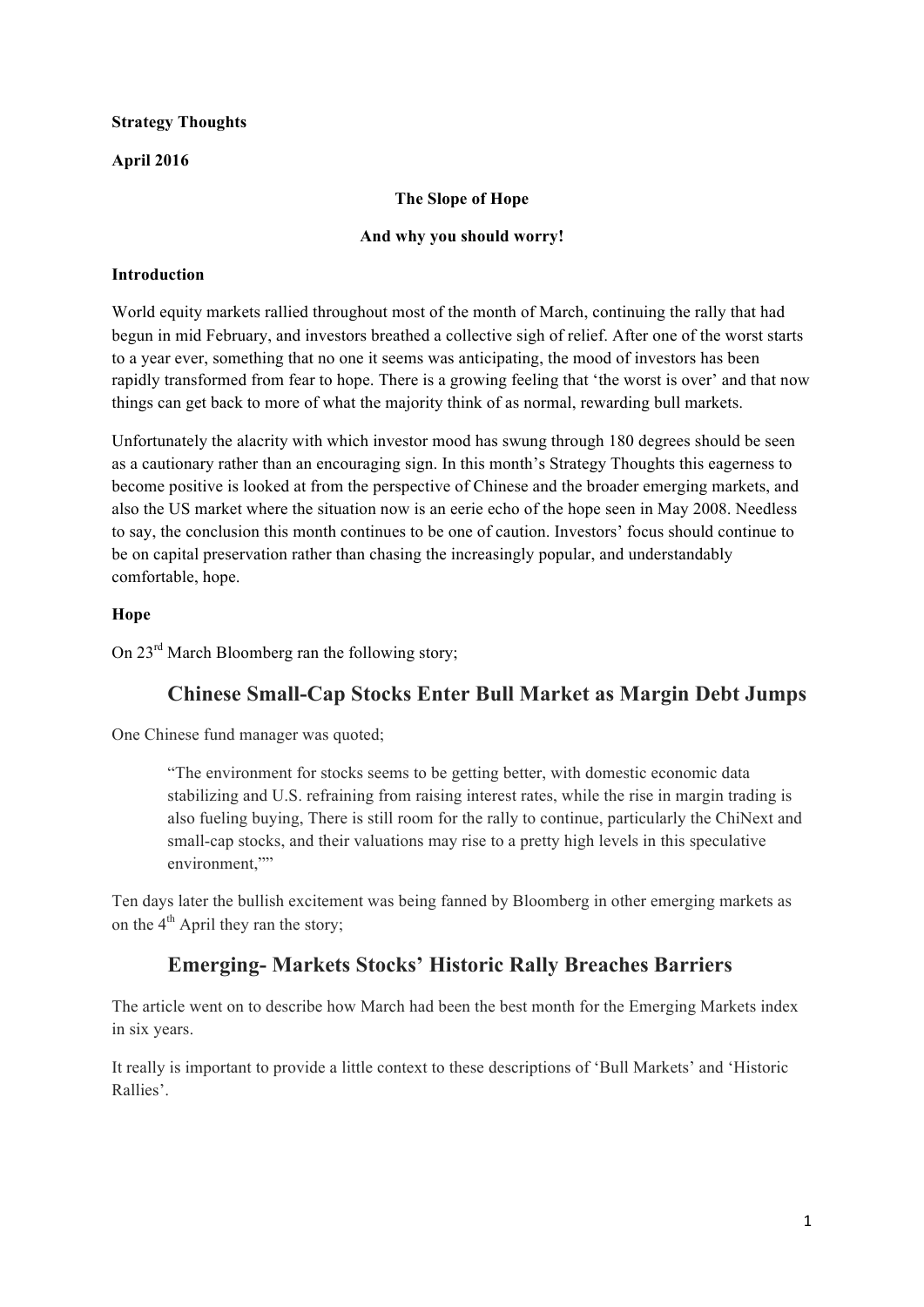**Strategy Thoughts**

**April 2016**

**The Slope of Hope**

**And why you should worry!**

**Introduction**

World equity markets rallied throughout most of the month of March, continuing the rally that had begun in mid February, and investors breathed a collective sigh of relief. After one of the worst starts to a year ever, something that no one it seems was anticipating, the mood of investors has been rapidly transformed from fear to hope. There is a growing feeling that 'the worst is over' and that now things can get back to more of what the majority think of as normal, rewarding bull markets.

Unfortunately the alacrity with which investor mood has swung through 180 degrees should be seen as a cautionary rather than an encouraging sign. In this month's Strategy Thoughts this eagerness to become positive is looked at from the perspective of Chinese and the broader emerging markets, and also the US market where the situation now is an eerie echo of the hope seen in May 2008. Needless to say, the conclusion this month continues to be one of caution. Investors' focus should continue to be on capital preservation rather than chasing the increasingly popular, and understandably comfortable, hope.

**Hope**

On 23rd March Bloomberg ran the following story;

## Chinese Small-Cap Stocks Enter Bull Market as Margin Debt Jumps

One Chinese fund manager was quoted;

> "The environment for stocks seems to be getting better, with domestic economic data stabilizing and U.S. refraining from raising interest rates, while the rise in margin trading is also fueling buying, There is still room for the rally to continue, particularly the ChiNext and small-cap stocks, and their valuations may rise to a pretty high levels in this speculative environment,""

Ten days later the bullish excitement was being fanned by Bloomberg in other emerging markets as on the 4th April they ran the story;

## Emerging- Markets Stocks' Historic Rally Breaches Barriers

The article went on to describe how March had been the best month for the Emerging Markets index in six years.

It really is important to provide a little context to these descriptions of 'Bull Markets' and 'Historic Rallies'.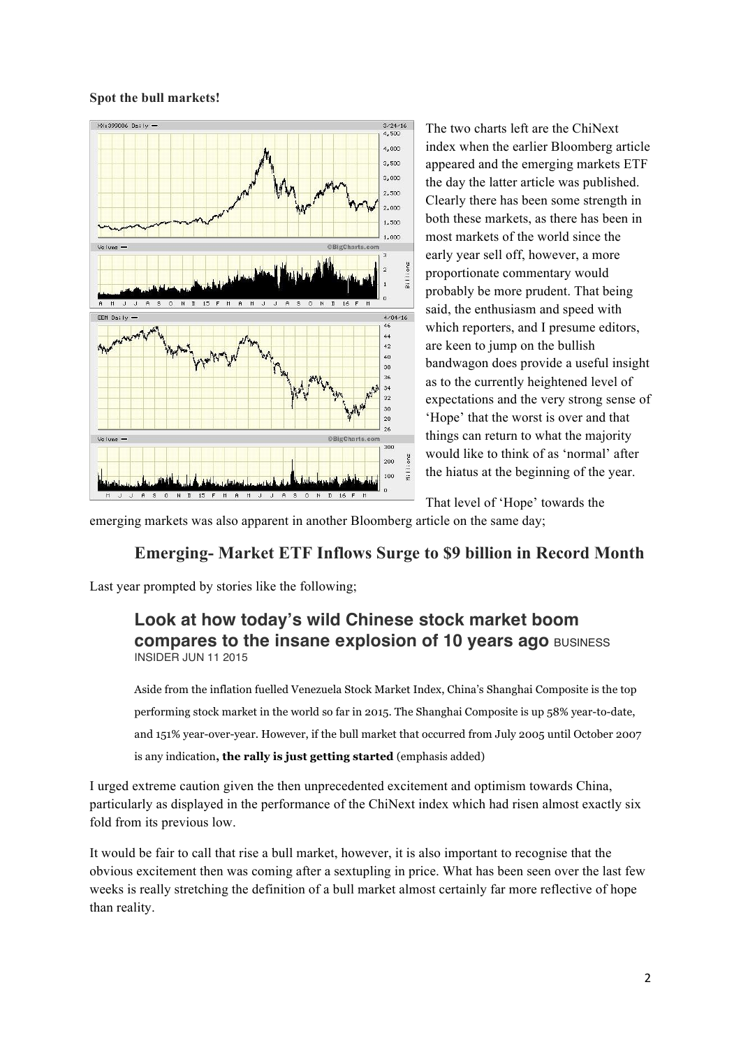**Spot the bull markets!**

The two charts left are the ChiNext index when the earlier Bloomberg article appeared and the emerging markets ETF the day the latter article was published. Clearly there has been some strength in both these markets, as there has been in most markets of the world since the early year sell off, however, a more proportionate commentary would probably be more prudent. That being said, the enthusiasm and speed with which reporters, and I presume editors, are keen to jump on the bullish bandwagon does provide a useful insight as to the currently heightened level of expectations and the very strong sense of 'Hope' that the worst is over and that things can return to what the majority would like to think of as 'normal' after the hiatus at the beginning of the year.

That level of 'Hope' towards the emerging markets was also apparent in another Bloomberg article on the same day;

## Emerging- Market ETF Inflows Surge to $9 billion in Record Month

Last year prompted by stories like the following;

> ### Look at how today's wild Chinese stock market boom compares to the insane explosion of 10 years ago
> BUSINESS INSIDER JUN 11 2015
>
> Aside from the inflation fuelled Venezuela Stock Market Index, China's Shanghai Composite is the top performing stock market in the world so far in 2015. The Shanghai Composite is up 58% year-to-date, and 151% year-over-year. However, if the bull market that occurred from July 2005 until October 2007 is any indication**, the rally is just getting started** (emphasis added)

I urged extreme caution given the then unprecedented excitement and optimism towards China, particularly as displayed in the performance of the ChiNext index which had risen almost exactly six fold from its previous low.

It would be fair to call that rise a bull market, however, it is also important to recognise that the obvious excitement then was coming after a sextupling in price. What has been seen over the last few weeks is really stretching the definition of a bull market almost certainly far more reflective of hope than reality.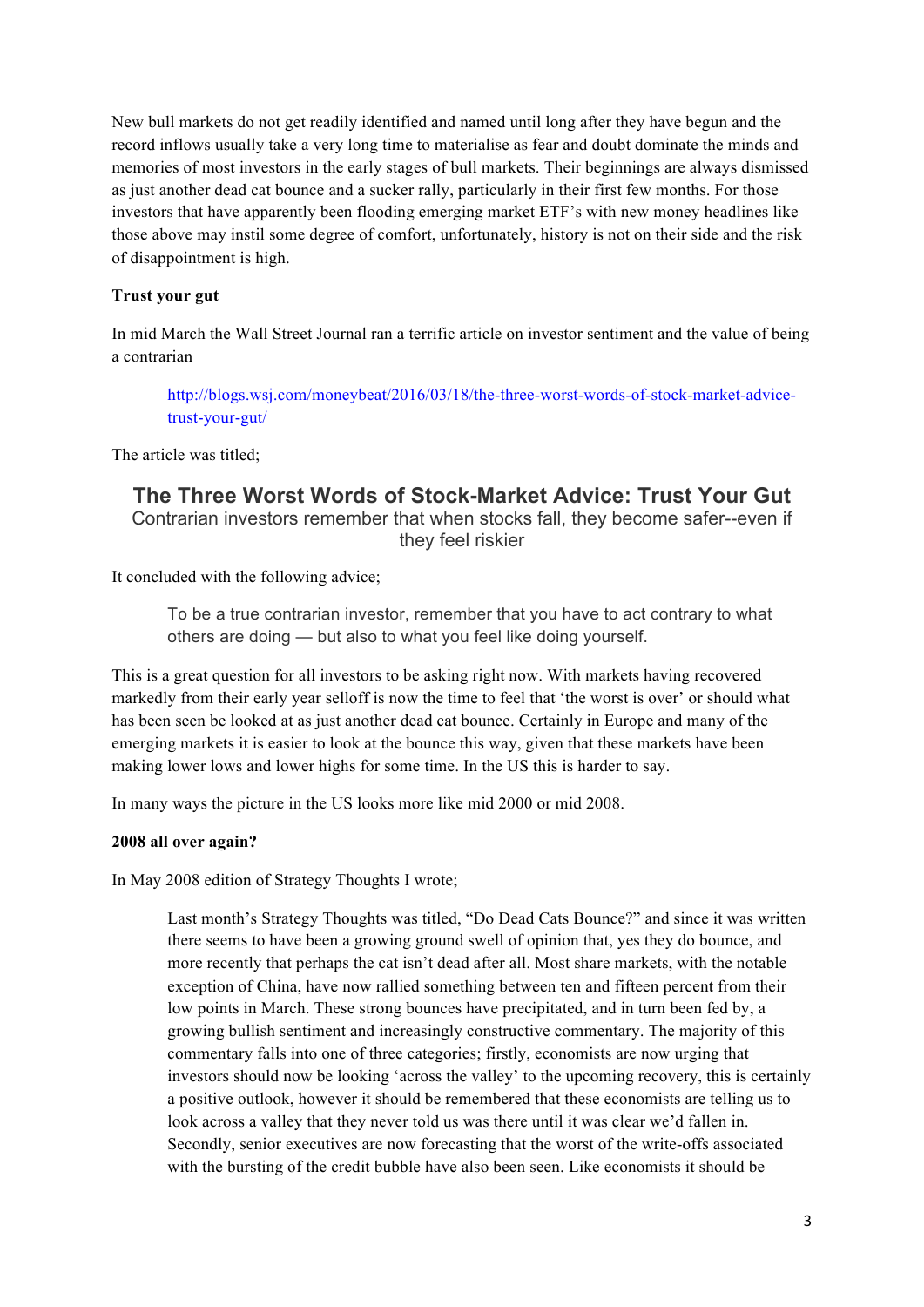New bull markets do not get readily identified and named until long after they have begun and the record inflows usually take a very long time to materialise as fear and doubt dominate the minds and memories of most investors in the early stages of bull markets. Their beginnings are always dismissed as just another dead cat bounce and a sucker rally, particularly in their first few months. For those investors that have apparently been flooding emerging market ETF's with new money headlines like those above may instil some degree of comfort, unfortunately, history is not on their side and the risk of disappointment is high.

**Trust your gut**

In mid March the Wall Street Journal ran a terrific article on investor sentiment and the value of being a contrarian

> http://blogs.wsj.com/moneybeat/2016/03/18/the-three-worst-words-of-stock-market-advice-trust-your-gut/

The article was titled;

## The Three Worst Words of Stock-Market Advice: Trust Your Gut

Contrarian investors remember that when stocks fall, they become safer--even if they feel riskier

It concluded with the following advice;

> To be a true contrarian investor, remember that you have to act contrary to what others are doing — but also to what you feel like doing yourself.

This is a great question for all investors to be asking right now. With markets having recovered markedly from their early year selloff is now the time to feel that 'the worst is over' or should what has been seen be looked at as just another dead cat bounce. Certainly in Europe and many of the emerging markets it is easier to look at the bounce this way, given that these markets have been making lower lows and lower highs for some time. In the US this is harder to say.

In many ways the picture in the US looks more like mid 2000 or mid 2008.

**2008 all over again?**

In May 2008 edition of Strategy Thoughts I wrote;

> Last month's Strategy Thoughts was titled, "Do Dead Cats Bounce?" and since it was written there seems to have been a growing ground swell of opinion that, yes they do bounce, and more recently that perhaps the cat isn't dead after all. Most share markets, with the notable exception of China, have now rallied something between ten and fifteen percent from their low points in March. These strong bounces have precipitated, and in turn been fed by, a growing bullish sentiment and increasingly constructive commentary. The majority of this commentary falls into one of three categories; firstly, economists are now urging that investors should now be looking 'across the valley' to the upcoming recovery, this is certainly a positive outlook, however it should be remembered that these economists are telling us to look across a valley that they never told us was there until it was clear we'd fallen in. Secondly, senior executives are now forecasting that the worst of the write-offs associated with the bursting of the credit bubble have also been seen. Like economists it should be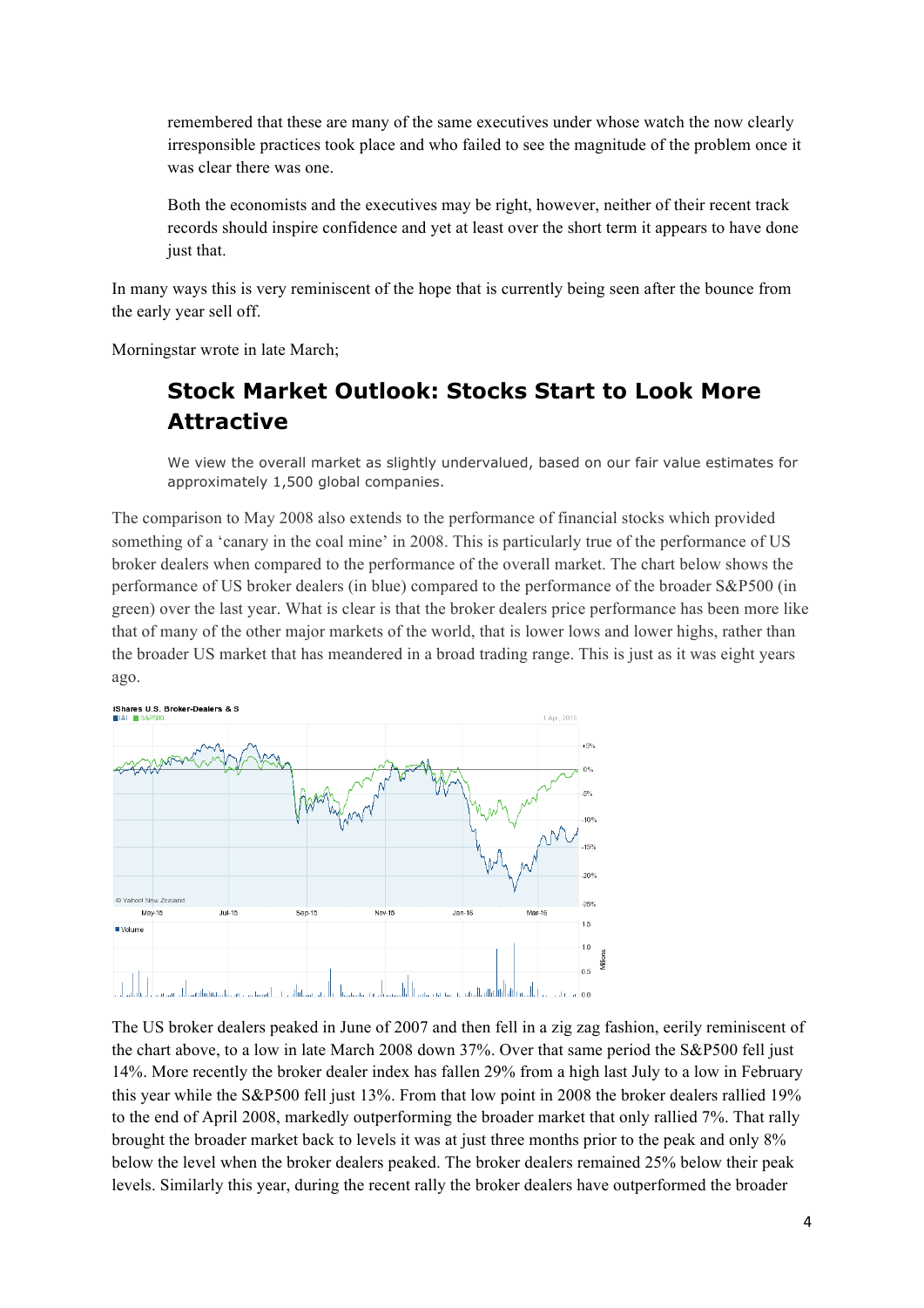remembered that these are many of the same executives under whose watch the now clearly irresponsible practices took place and who failed to see the magnitude of the problem once it was clear there was one.

> Both the economists and the executives may be right, however, neither of their recent track records should inspire confidence and yet at least over the short term it appears to have done just that.

In many ways this is very reminiscent of the hope that is currently being seen after the bounce from the early year sell off.

Morningstar wrote in late March;

> ## Stock Market Outlook: Stocks Start to Look More Attractive
>
> We view the overall market as slightly undervalued, based on our fair value estimates for approximately 1,500 global companies.

The comparison to May 2008 also extends to the performance of financial stocks which provided something of a 'canary in the coal mine' in 2008. This is particularly true of the performance of US broker dealers when compared to the performance of the overall market. The chart below shows the performance of US broker dealers (in blue) compared to the performance of the broader S&P500 (in green) over the last year. What is clear is that the broker dealers price performance has been more like that of many of the other major markets of the world, that is lower lows and lower highs, rather than the broader US market that has meandered in a broad trading range. This is just as it was eight years ago.

The US broker dealers peaked in June of 2007 and then fell in a zig zag fashion, eerily reminiscent of the chart above, to a low in late March 2008 down 37%. Over that same period the S&P500 fell just 14%. More recently the broker dealer index has fallen 29% from a high last July to a low in February this year while the S&P500 fell just 13%. From that low point in 2008 the broker dealers rallied 19% to the end of April 2008, markedly outperforming the broader market that only rallied 7%. That rally brought the broader market back to levels it was at just three months prior to the peak and only 8% below the level when the broker dealers peaked. The broker dealers remained 25% below their peak levels. Similarly this year, during the recent rally the broker dealers have outperformed the broader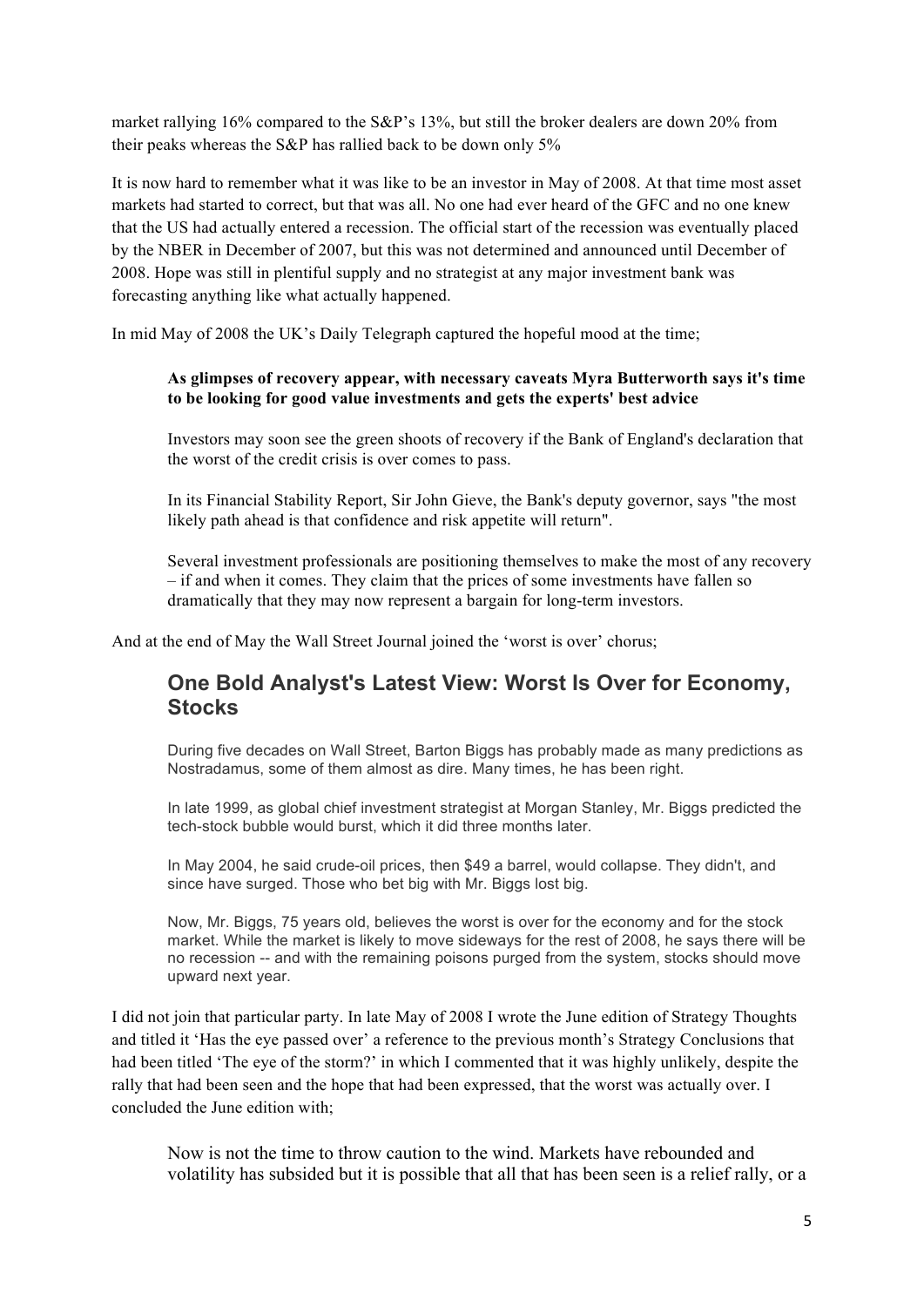market rallying 16% compared to the S&P's 13%, but still the broker dealers are down 20% from their peaks whereas the S&P has rallied back to be down only 5%

It is now hard to remember what it was like to be an investor in May of 2008. At that time most asset markets had started to correct, but that was all. No one had ever heard of the GFC and no one knew that the US had actually entered a recession. The official start of the recession was eventually placed by the NBER in December of 2007, but this was not determined and announced until December of 2008. Hope was still in plentiful supply and no strategist at any major investment bank was forecasting anything like what actually happened.

In mid May of 2008 the UK's Daily Telegraph captured the hopeful mood at the time;

> **As glimpses of recovery appear, with necessary caveats Myra Butterworth says it's time to be looking for good value investments and gets the experts' best advice**
>
> Investors may soon see the green shoots of recovery if the Bank of England's declaration that the worst of the credit crisis is over comes to pass.
>
> In its Financial Stability Report, Sir John Gieve, the Bank's deputy governor, says "the most likely path ahead is that confidence and risk appetite will return".
>
> Several investment professionals are positioning themselves to make the most of any recovery – if and when it comes. They claim that the prices of some investments have fallen so dramatically that they may now represent a bargain for long-term investors.

And at the end of May the Wall Street Journal joined the 'worst is over' chorus;

> ## One Bold Analyst's Latest View: Worst Is Over for Economy, Stocks
>
> During five decades on Wall Street, Barton Biggs has probably made as many predictions as Nostradamus, some of them almost as dire. Many times, he has been right.
>
> In late 1999, as global chief investment strategist at Morgan Stanley, Mr. Biggs predicted the tech-stock bubble would burst, which it did three months later.
>
> In May 2004, he said crude-oil prices, then $49 a barrel, would collapse. They didn't, and since have surged. Those who bet big with Mr. Biggs lost big.
>
> Now, Mr. Biggs, 75 years old, believes the worst is over for the economy and for the stock market. While the market is likely to move sideways for the rest of 2008, he says there will be no recession -- and with the remaining poisons purged from the system, stocks should move upward next year.

I did not join that particular party. In late May of 2008 I wrote the June edition of Strategy Thoughts and titled it 'Has the eye passed over' a reference to the previous month's Strategy Conclusions that had been titled 'The eye of the storm?' in which I commented that it was highly unlikely, despite the rally that had been seen and the hope that had been expressed, that the worst was actually over. I concluded the June edition with;

> Now is not the time to throw caution to the wind. Markets have rebounded and volatility has subsided but it is possible that all that has been seen is a relief rally, or a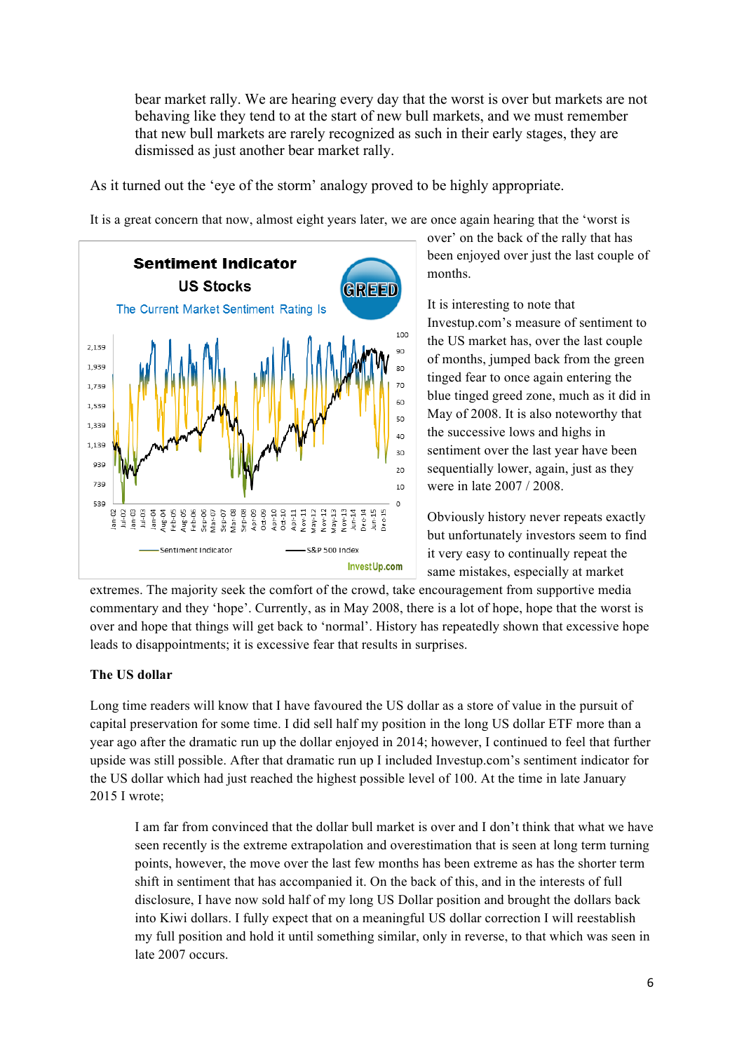> bear market rally. We are hearing every day that the worst is over but markets are not behaving like they tend to at the start of new bull markets, and we must remember that new bull markets are rarely recognized as such in their early stages, they are dismissed as just another bear market rally.

As it turned out the 'eye of the storm' analogy proved to be highly appropriate.

It is a great concern that now, almost eight years later, we are once again hearing that the 'worst is over' on the back of the rally that has been enjoyed over just the last couple of months.

It is interesting to note that Investup.com's measure of sentiment to the US market has, over the last couple of months, jumped back from the green tinged fear to once again entering the blue tinged greed zone, much as it did in May of 2008. It is also noteworthy that the successive lows and highs in sentiment over the last year have been sequentially lower, again, just as they were in late 2007 / 2008.

Obviously history never repeats exactly but unfortunately investors seem to find it very easy to continually repeat the same mistakes, especially at market extremes. The majority seek the comfort of the crowd, take encouragement from supportive media commentary and they 'hope'. Currently, as in May 2008, there is a lot of hope, hope that the worst is over and hope that things will get back to 'normal'. History has repeatedly shown that excessive hope leads to disappointments; it is excessive fear that results in surprises.

**The US dollar**

Long time readers will know that I have favoured the US dollar as a store of value in the pursuit of capital preservation for some time. I did sell half my position in the long US dollar ETF more than a year ago after the dramatic run up the dollar enjoyed in 2014; however, I continued to feel that further upside was still possible. After that dramatic run up I included Investup.com's sentiment indicator for the US dollar which had just reached the highest possible level of 100. At the time in late January 2015 I wrote;

> I am far from convinced that the dollar bull market is over and I don't think that what we have seen recently is the extreme extrapolation and overestimation that is seen at long term turning points, however, the move over the last few months has been extreme as has the shorter term shift in sentiment that has accompanied it. On the back of this, and in the interests of full disclosure, I have now sold half of my long US Dollar position and brought the dollars back into Kiwi dollars. I fully expect that on a meaningful US dollar correction I will reestablish my full position and hold it until something similar, only in reverse, to that which was seen in late 2007 occurs.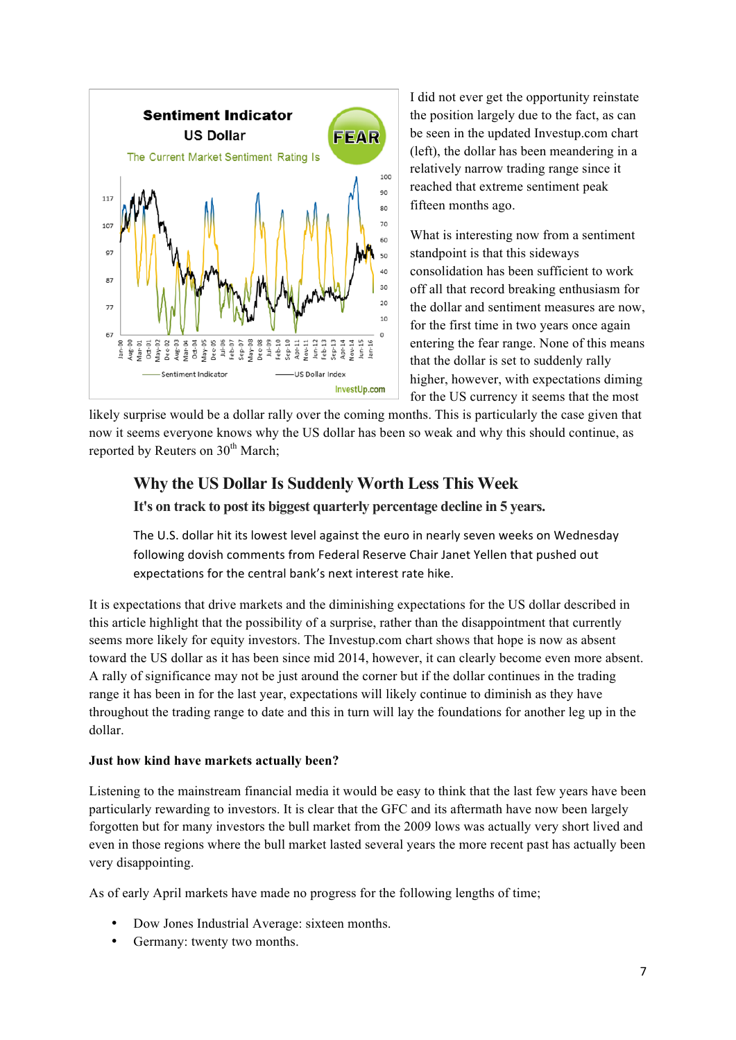I did not ever get the opportunity reinstate the position largely due to the fact, as can be seen in the updated Investup.com chart (left), the dollar has been meandering in a relatively narrow trading range since it reached that extreme sentiment peak fifteen months ago.

What is interesting now from a sentiment standpoint is that this sideways consolidation has been sufficient to work off all that record breaking enthusiasm for the dollar and sentiment measures are now, for the first time in two years once again entering the fear range. None of this means that the dollar is set to suddenly rally higher, however, with expectations diming for the US currency it seems that the most likely surprise would be a dollar rally over the coming months. This is particularly the case given that now it seems everyone knows why the US dollar has been so weak and why this should continue, as reported by Reuters on 30th March;

> **Why the US Dollar Is Suddenly Worth Less This Week**
>
> **It's on track to post its biggest quarterly percentage decline in 5 years.**
>
> The U.S. dollar hit its lowest level against the euro in nearly seven weeks on Wednesday following dovish comments from Federal Reserve Chair Janet Yellen that pushed out expectations for the central bank's next interest rate hike.

It is expectations that drive markets and the diminishing expectations for the US dollar described in this article highlight that the possibility of a surprise, rather than the disappointment that currently seems more likely for equity investors. The Investup.com chart shows that hope is now as absent toward the US dollar as it has been since mid 2014, however, it can clearly become even more absent. A rally of significance may not be just around the corner but if the dollar continues in the trading range it has been in for the last year, expectations will likely continue to diminish as they have throughout the trading range to date and this in turn will lay the foundations for another leg up in the dollar.

**Just how kind have markets actually been?**

Listening to the mainstream financial media it would be easy to think that the last few years have been particularly rewarding to investors. It is clear that the GFC and its aftermath have now been largely forgotten but for many investors the bull market from the 2009 lows was actually very short lived and even in those regions where the bull market lasted several years the more recent past has actually been very disappointing.

As of early April markets have made no progress for the following lengths of time;

- Dow Jones Industrial Average: sixteen months.
- Germany: twenty two months.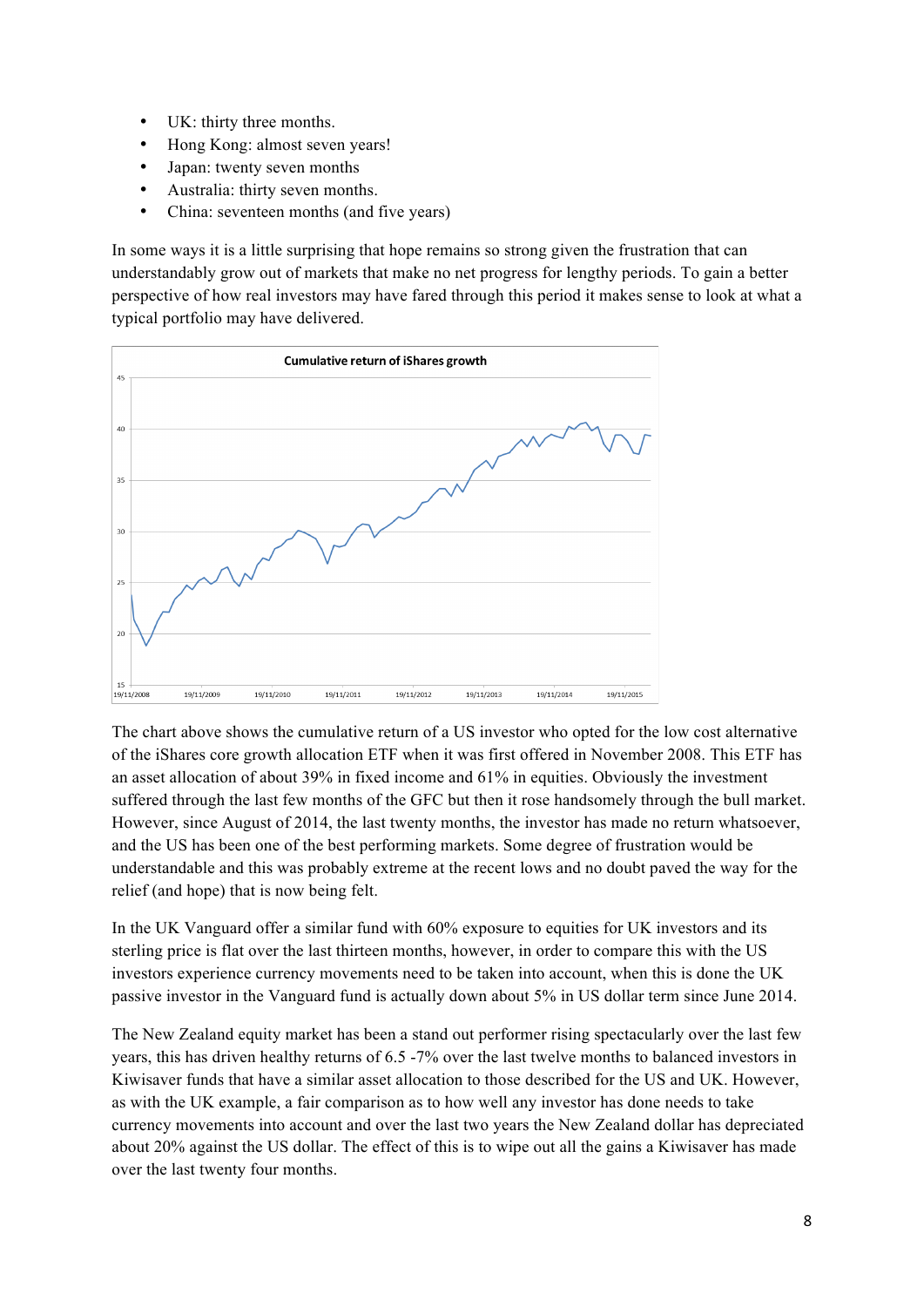- UK: thirty three months.
- Hong Kong: almost seven years!
- Japan: twenty seven months
- Australia: thirty seven months.
- China: seventeen months (and five years)

In some ways it is a little surprising that hope remains so strong given the frustration that can understandably grow out of markets that make no net progress for lengthy periods. To gain a better perspective of how real investors may have fared through this period it makes sense to look at what a typical portfolio may have delivered.

The chart above shows the cumulative return of a US investor who opted for the low cost alternative of the iShares core growth allocation ETF when it was first offered in November 2008. This ETF has an asset allocation of about 39% in fixed income and 61% in equities. Obviously the investment suffered through the last few months of the GFC but then it rose handsomely through the bull market. However, since August of 2014, the last twenty months, the investor has made no return whatsoever, and the US has been one of the best performing markets. Some degree of frustration would be understandable and this was probably extreme at the recent lows and no doubt paved the way for the relief (and hope) that is now being felt.

In the UK Vanguard offer a similar fund with 60% exposure to equities for UK investors and its sterling price is flat over the last thirteen months, however, in order to compare this with the US investors experience currency movements need to be taken into account, when this is done the UK passive investor in the Vanguard fund is actually down about 5% in US dollar term since June 2014.

The New Zealand equity market has been a stand out performer rising spectacularly over the last few years, this has driven healthy returns of 6.5 -7% over the last twelve months to balanced investors in Kiwisaver funds that have a similar asset allocation to those described for the US and UK. However, as with the UK example, a fair comparison as to how well any investor has done needs to take currency movements into account and over the last two years the New Zealand dollar has depreciated about 20% against the US dollar. The effect of this is to wipe out all the gains a Kiwisaver has made over the last twenty four months.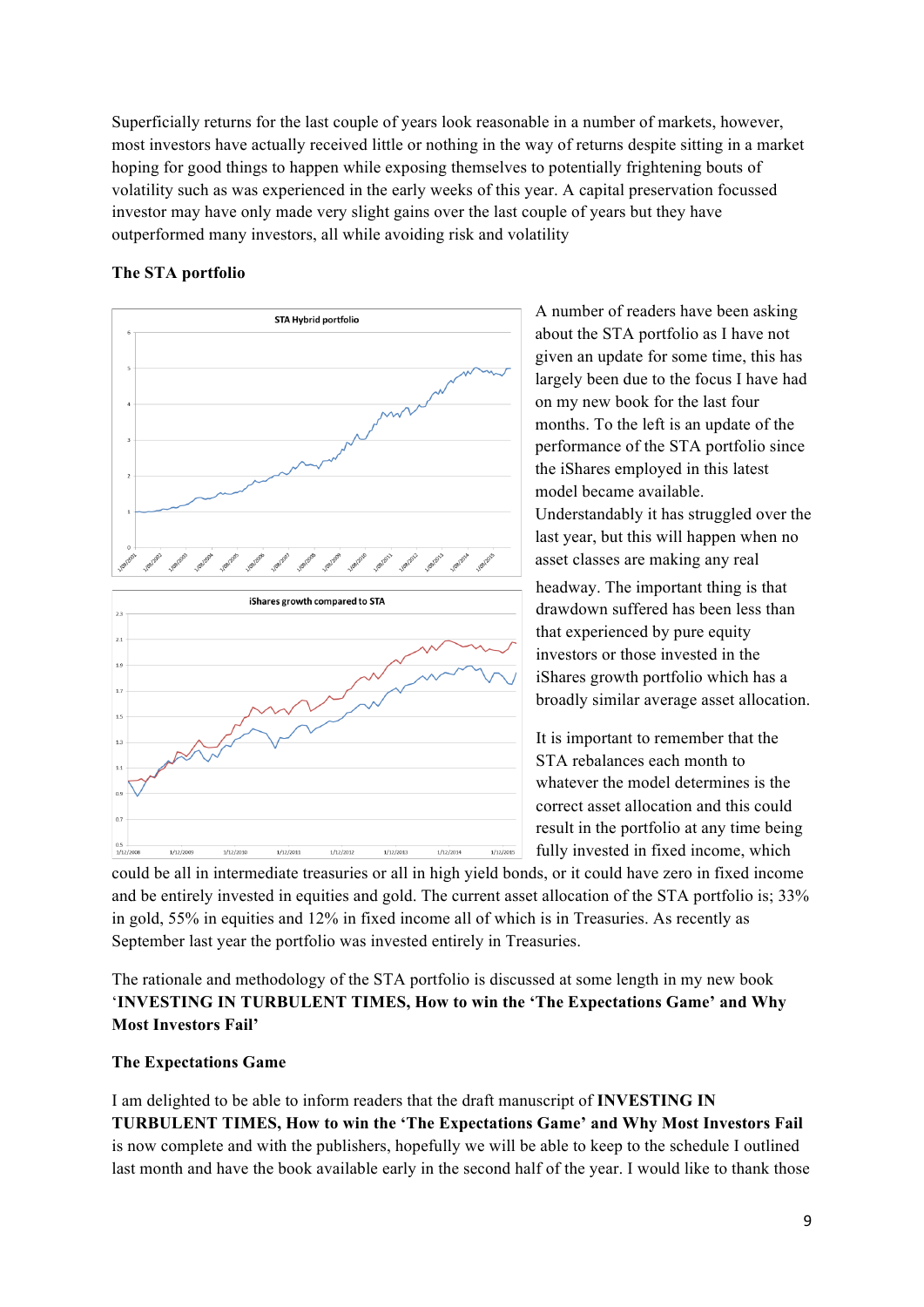Superficially returns for the last couple of years look reasonable in a number of markets, however, most investors have actually received little or nothing in the way of returns despite sitting in a market hoping for good things to happen while exposing themselves to potentially frightening bouts of volatility such as was experienced in the early weeks of this year. A capital preservation focussed investor may have only made very slight gains over the last couple of years but they have outperformed many investors, all while avoiding risk and volatility

**The STA portfolio**

A number of readers have been asking about the STA portfolio as I have not given an update for some time, this has largely been due to the focus I have had on my new book for the last four months. To the left is an update of the performance of the STA portfolio since the iShares employed in this latest model became available. Understandably it has struggled over the last year, but this will happen when no asset classes are making any real headway. The important thing is that drawdown suffered has been less than that experienced by pure equity investors or those invested in the iShares growth portfolio which has a broadly similar average asset allocation.

It is important to remember that the STA rebalances each month to whatever the model determines is the correct asset allocation and this could result in the portfolio at any time being fully invested in fixed income, which could be all in intermediate treasuries or all in high yield bonds, or it could have zero in fixed income and be entirely invested in equities and gold. The current asset allocation of the STA portfolio is; 33% in gold, 55% in equities and 12% in fixed income all of which is in Treasuries. As recently as September last year the portfolio was invested entirely in Treasuries.

The rationale and methodology of the STA portfolio is discussed at some length in my new book '**INVESTING IN TURBULENT TIMES, How to win the 'The Expectations Game' and Why Most Investors Fail'**

**The Expectations Game**

I am delighted to be able to inform readers that the draft manuscript of **INVESTING IN TURBULENT TIMES, How to win the 'The Expectations Game' and Why Most Investors Fail** is now complete and with the publishers, hopefully we will be able to keep to the schedule I outlined last month and have the book available early in the second half of the year. I would like to thank those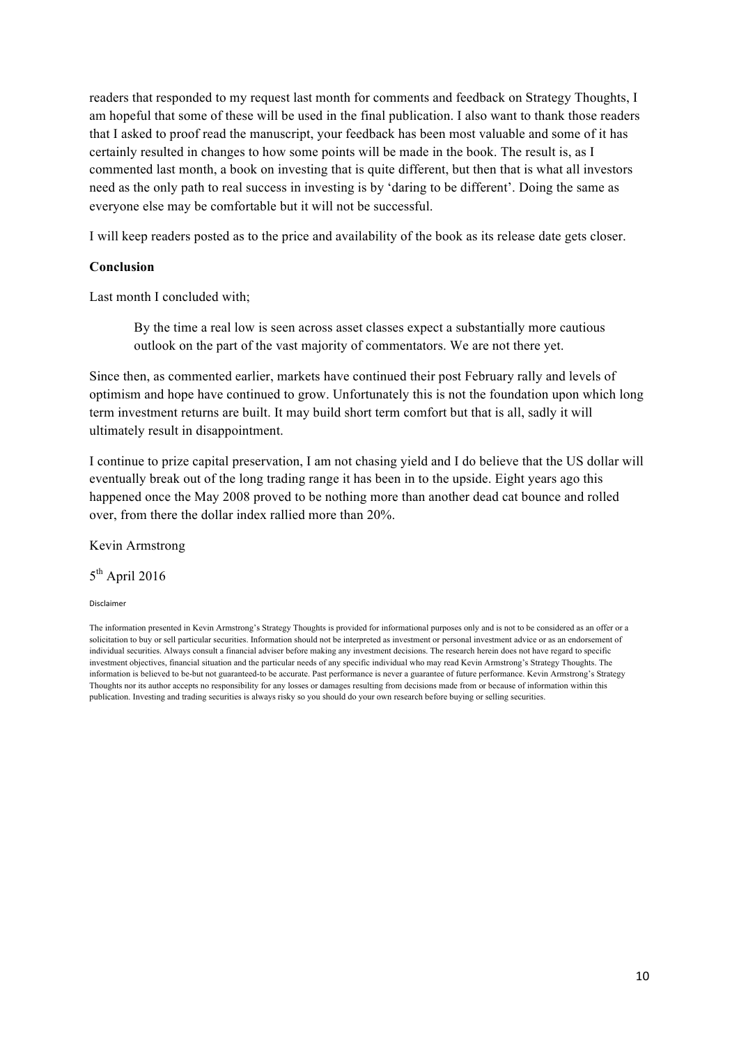readers that responded to my request last month for comments and feedback on Strategy Thoughts, I am hopeful that some of these will be used in the final publication. I also want to thank those readers that I asked to proof read the manuscript, your feedback has been most valuable and some of it has certainly resulted in changes to how some points will be made in the book. The result is, as I commented last month, a book on investing that is quite different, but then that is what all investors need as the only path to real success in investing is by 'daring to be different'. Doing the same as everyone else may be comfortable but it will not be successful.

I will keep readers posted as to the price and availability of the book as its release date gets closer.

**Conclusion**

Last month I concluded with;

> By the time a real low is seen across asset classes expect a substantially more cautious outlook on the part of the vast majority of commentators. We are not there yet.

Since then, as commented earlier, markets have continued their post February rally and levels of optimism and hope have continued to grow. Unfortunately this is not the foundation upon which long term investment returns are built. It may build short term comfort but that is all, sadly it will ultimately result in disappointment.

I continue to prize capital preservation, I am not chasing yield and I do believe that the US dollar will eventually break out of the long trading range it has been in to the upside. Eight years ago this happened once the May 2008 proved to be nothing more than another dead cat bounce and rolled over, from there the dollar index rallied more than 20%.

Kevin Armstrong

5th April 2016

Disclaimer

The information presented in Kevin Armstrong's Strategy Thoughts is provided for informational purposes only and is not to be considered as an offer or a solicitation to buy or sell particular securities. Information should not be interpreted as investment or personal investment advice or as an endorsement of individual securities. Always consult a financial adviser before making any investment decisions. The research herein does not have regard to specific investment objectives, financial situation and the particular needs of any specific individual who may read Kevin Armstrong's Strategy Thoughts. The information is believed to be-but not guaranteed-to be accurate. Past performance is never a guarantee of future performance. Kevin Armstrong's Strategy Thoughts nor its author accepts no responsibility for any losses or damages resulting from decisions made from or because of information within this publication. Investing and trading securities is always risky so you should do your own research before buying or selling securities.